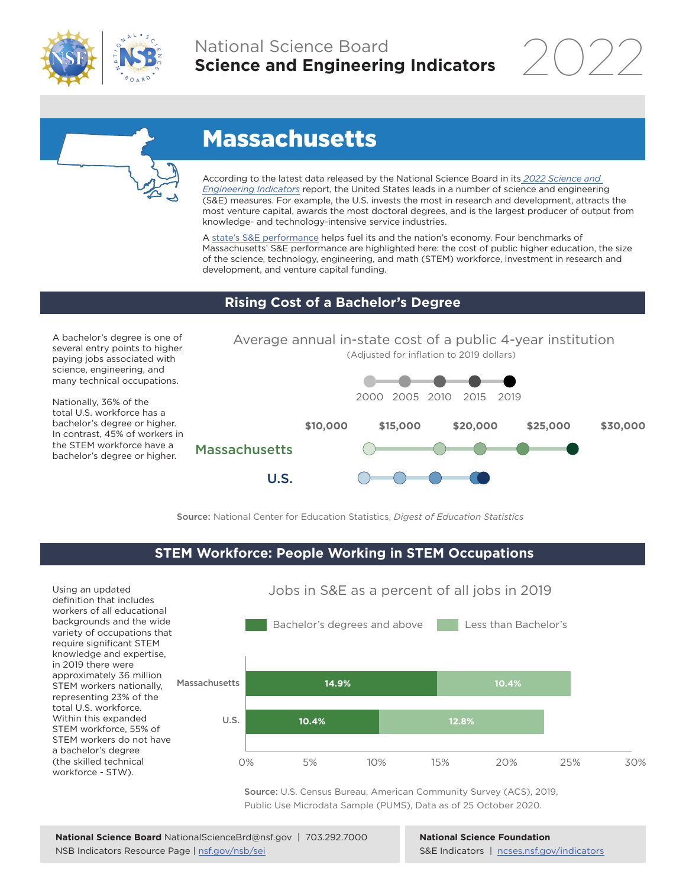National Science Board
**Science and Engineering Indicators** 2022

# Massachusetts

According to the latest data released by the National Science Board in its *2022 Science and Engineering Indicators* report, the United States leads in a number of science and engineering (S&E) measures. For example, the U.S. invests the most in research and development, attracts the most venture capital, awards the most doctoral degrees, and is the largest producer of output from knowledge- and technology-intensive service industries.

A state's S&E performance helps fuel its and the nation's economy. Four benchmarks of Massachusetts' S&E performance are highlighted here: the cost of public higher education, the size of the science, technology, engineering, and math (STEM) workforce, investment in research and development, and venture capital funding.

## Rising Cost of a Bachelor's Degree

A bachelor's degree is one of several entry points to higher paying jobs associated with science, engineering, and many technical occupations.

Nationally, 36% of the total U.S. workforce has a bachelor's degree or higher. In contrast, 45% of workers in the STEM workforce have a bachelor's degree or higher.

Average annual in-state cost of a public 4-year institution
(Adjusted for inflation to 2019 dollars)

2000 2005 2010 2015 2019

$10,000 $15,000 $20,000 $25,000 $30,000

Massachusetts

U.S.

**Source:** National Center for Education Statistics, *Digest of Education Statistics*

## STEM Workforce: People Working in STEM Occupations

Using an updated definition that includes workers of all educational backgrounds and the wide variety of occupations that require significant STEM knowledge and expertise, in 2019 there were approximately 36 million STEM workers nationally, representing 23% of the total U.S. workforce. Within this expanded STEM workforce, 55% of STEM workers do not have a bachelor's degree (the skilled technical workforce - STW).

Jobs in S&E as a percent of all jobs in 2019

| | Bachelor's degrees and above | Less than Bachelor's |
|---|---|---|
| Massachusetts | 14.9% | 10.4% |
| U.S. | 10.4% | 12.8% |

**Source:** U.S. Census Bureau, American Community Survey (ACS), 2019, Public Use Microdata Sample (PUMS), Data as of 25 October 2020.

**National Science Board** NationalScienceBrd@nsf.gov | 703.292.7000
NSB Indicators Resource Page | nsf.gov/nsb/sei

**National Science Foundation**
S&E Indicators | ncses.nsf.gov/indicators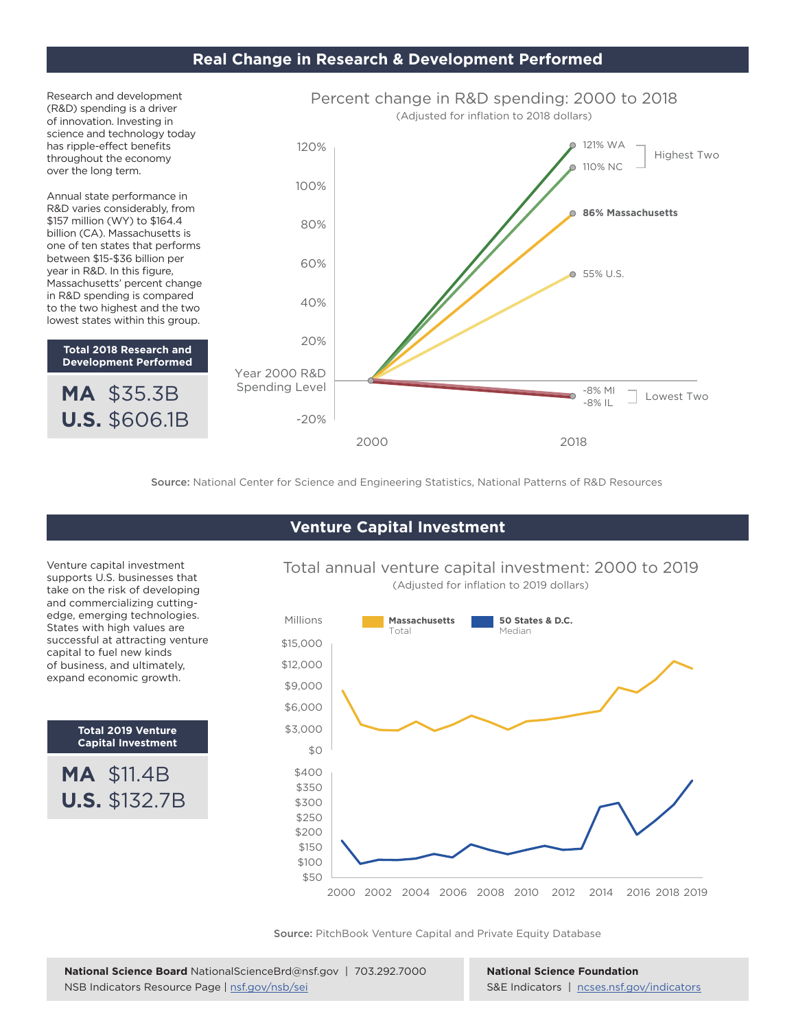## Real Change in Research & Development Performed

Research and development (R&D) spending is a driver of innovation. Investing in science and technology today has ripple-effect benefits throughout the economy over the long term.

Annual state performance in R&D varies considerably, from $157 million (WY) to $164.4 billion (CA). Massachusetts is one of ten states that performs between $15-$36 billion per year in R&D. In this figure, Massachusetts' percent change in R&D spending is compared to the two highest and the two lowest states within this group.

**Total 2018 Research and Development Performed**

**MA** $35.3B
**U.S.** $606.1B

Percent change in R&D spending: 2000 to 2018
(Adjusted for inflation to 2018 dollars)

120%
100%
80%
60%
40%
20%
Year 2000 R&D Spending Level
-20%
2000
2018

121% WA
110% NC
Highest Two
**86% Massachusetts**
55% U.S.
-8% MI
-8% IL
Lowest Two

**Source:** National Center for Science and Engineering Statistics, National Patterns of R&D Resources

## Venture Capital Investment

Venture capital investment supports U.S. businesses that take on the risk of developing and commercializing cutting-edge, emerging technologies. States with high values are successful at attracting venture capital to fuel new kinds of business, and ultimately, expand economic growth.

**Total 2019 Venture Capital Investment**

**MA** $11.4B
**U.S.** $132.7B

Total annual venture capital investment: 2000 to 2019
(Adjusted for inflation to 2019 dollars)

Millions
**Massachusetts** Total
**50 States & D.C.** Median

$15,000
$12,000
$9,000
$6,000
$3,000
$0

$400
$350
$300
$250
$200
$150
$100
$50

2000 2002 2004 2006 2008 2010 2012 2014 2016 2018 2019

**Source:** PitchBook Venture Capital and Private Equity Database

**National Science Board** NationalScienceBrd@nsf.gov | 703.292.7000
NSB Indicators Resource Page | nsf.gov/nsb/sei

**National Science Foundation**
S&E Indicators | ncses.nsf.gov/indicators